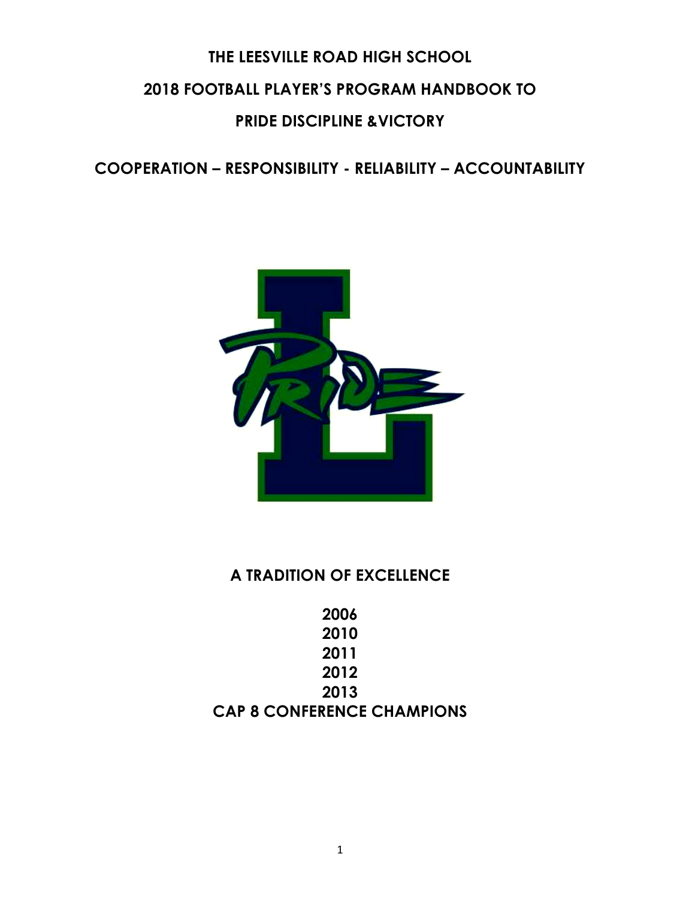# THE LEESVILLE ROAD HIGH SCHOOL

# 2018 FOOTBALL PLAYER'S PROGRAM HANDBOOK TO

# PRIDE DISCIPLINE &VICTORY

## COOPERATION – RESPONSIBILITY - RELIABILITY – ACCOUNTABILITY

**A TRADITION OF EXCELLENCE**

**2006**
**2010**
**2011**
**2012**
**2013**
**CAP 8 CONFERENCE CHAMPIONS**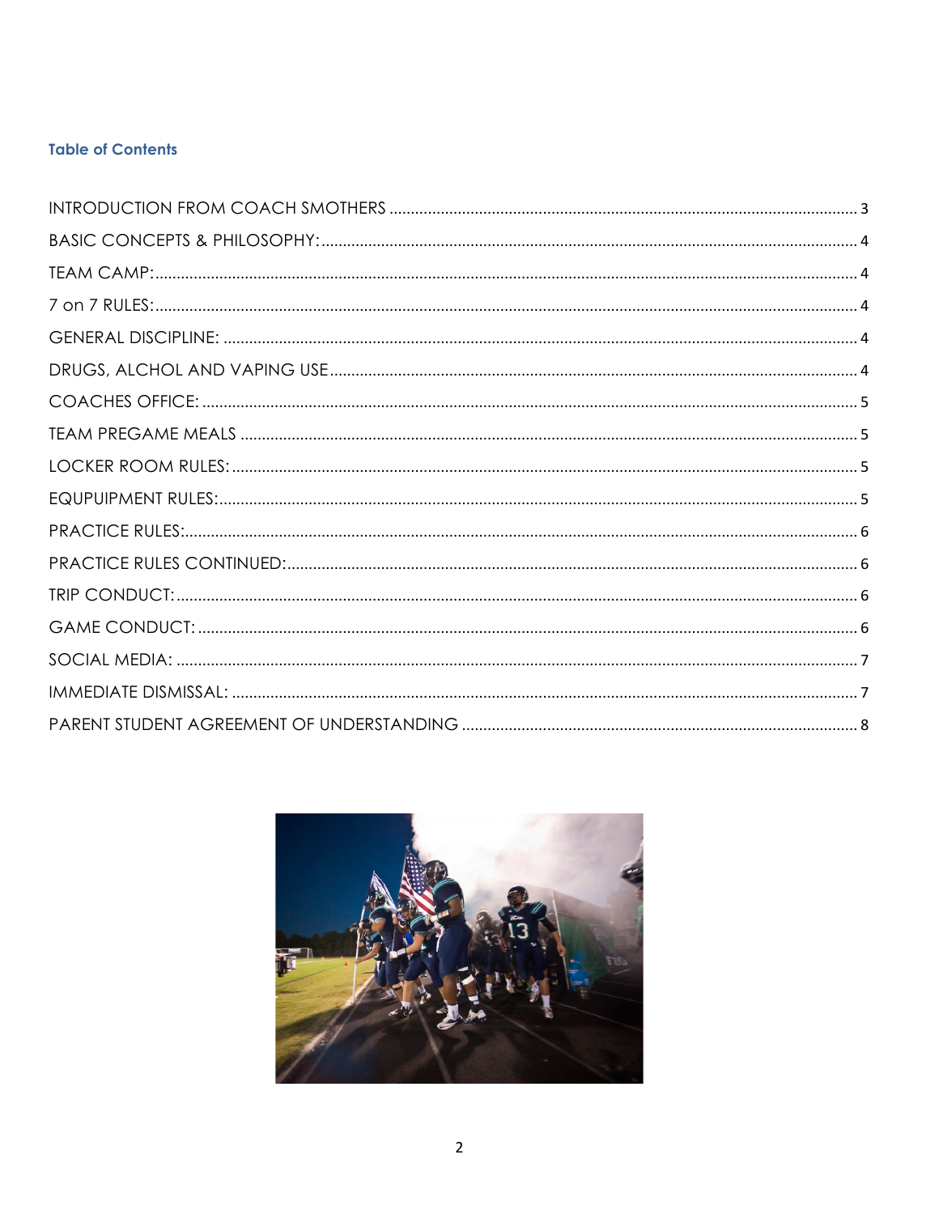## Table of Contents

INTRODUCTION FROM COACH SMOTHERS ..... 3
BASIC CONCEPTS & PHILOSOPHY: ..... 4
TEAM CAMP: ..... 4
7 on 7 RULES: ..... 4
GENERAL DISCIPLINE: ..... 4
DRUGS, ALCHOL AND VAPING USE ..... 4
COACHES OFFICE: ..... 5
TEAM PREGAME MEALS ..... 5
LOCKER ROOM RULES: ..... 5
EQUPUIPMENT RULES: ..... 5
PRACTICE RULES: ..... 6
PRACTICE RULES CONTINUED: ..... 6
TRIP CONDUCT: ..... 6
GAME CONDUCT: ..... 6
SOCIAL MEDIA: ..... 7
IMMEDIATE DISMISSAL: ..... 7
PARENT STUDENT AGREEMENT OF UNDERSTANDING ..... 8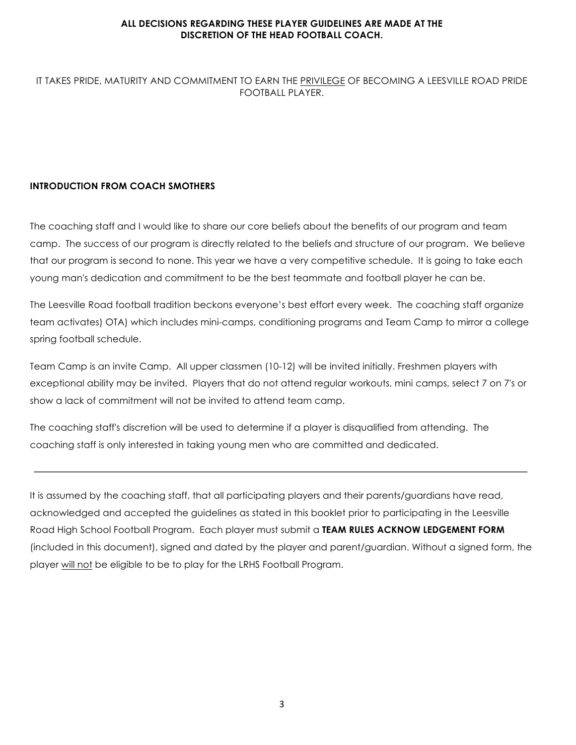**ALL DECISIONS REGARDING THESE PLAYER GUIDELINES ARE MADE AT THE DISCRETION OF THE HEAD FOOTBALL COACH.**

IT TAKES PRIDE, MATURITY AND COMMITMENT TO EARN THE <u>PRIVILEGE</u> OF BECOMING A LEESVILLE ROAD PRIDE FOOTBALL PLAYER.

**INTRODUCTION FROM COACH SMOTHERS**

The coaching staff and I would like to share our core beliefs about the benefits of our program and team camp. The success of our program is directly related to the beliefs and structure of our program. We believe that our program is second to none. This year we have a very competitive schedule. It is going to take each young man's dedication and commitment to be the best teammate and football player he can be.

The Leesville Road football tradition beckons everyone's best effort every week. The coaching staff organize team activates) OTA) which includes mini-camps, conditioning programs and Team Camp to mirror a college spring football schedule.

Team Camp is an invite Camp. All upper classmen (10-12) will be invited initially. Freshmen players with exceptional ability may be invited. Players that do not attend regular workouts, mini camps, select 7 on 7's or show a lack of commitment will not be invited to attend team camp.

The coaching staff's discretion will be used to determine if a player is disqualified from attending. The coaching staff is only interested in taking young men who are committed and dedicated.

---

It is assumed by the coaching staff, that all participating players and their parents/guardians have read, acknowledged and accepted the guidelines as stated in this booklet prior to participating in the Leesville Road High School Football Program. Each player must submit a **TEAM RULES ACKNOW LEDGEMENT FORM** (included in this document), signed and dated by the player and parent/guardian. Without a signed form, the player <u>will not</u> be eligible to be to play for the LRHS Football Program.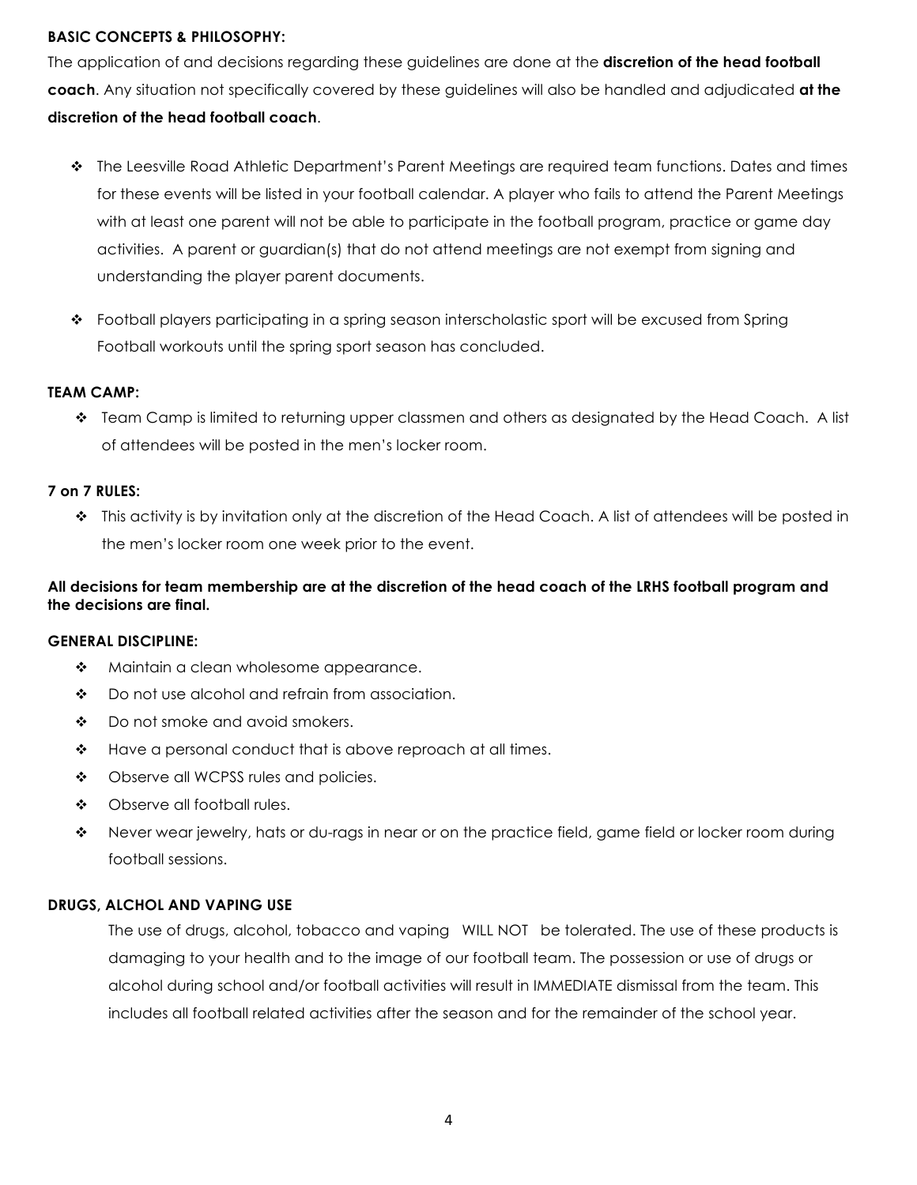**BASIC CONCEPTS & PHILOSOPHY:**

The application of and decisions regarding these guidelines are done at the **discretion of the head football coach**. Any situation not specifically covered by these guidelines will also be handled and adjudicated **at the discretion of the head football coach**.

- The Leesville Road Athletic Department's Parent Meetings are required team functions. Dates and times for these events will be listed in your football calendar. A player who fails to attend the Parent Meetings with at least one parent will not be able to participate in the football program, practice or game day activities. A parent or guardian(s) that do not attend meetings are not exempt from signing and understanding the player parent documents.
- Football players participating in a spring season interscholastic sport will be excused from Spring Football workouts until the spring sport season has concluded.

**TEAM CAMP:**

- Team Camp is limited to returning upper classmen and others as designated by the Head Coach. A list of attendees will be posted in the men's locker room.

**7 on 7 RULES:**

- This activity is by invitation only at the discretion of the Head Coach. A list of attendees will be posted in the men's locker room one week prior to the event.

**All decisions for team membership are at the discretion of the head coach of the LRHS football program and the decisions are final.**

**GENERAL DISCIPLINE:**

- Maintain a clean wholesome appearance.
- Do not use alcohol and refrain from association.
- Do not smoke and avoid smokers.
- Have a personal conduct that is above reproach at all times.
- Observe all WCPSS rules and policies.
- Observe all football rules.
- Never wear jewelry, hats or du-rags in near or on the practice field, game field or locker room during football sessions.

**DRUGS, ALCHOL AND VAPING USE**

The use of drugs, alcohol, tobacco and vaping WILL NOT be tolerated. The use of these products is damaging to your health and to the image of our football team. The possession or use of drugs or alcohol during school and/or football activities will result in IMMEDIATE dismissal from the team. This includes all football related activities after the season and for the remainder of the school year.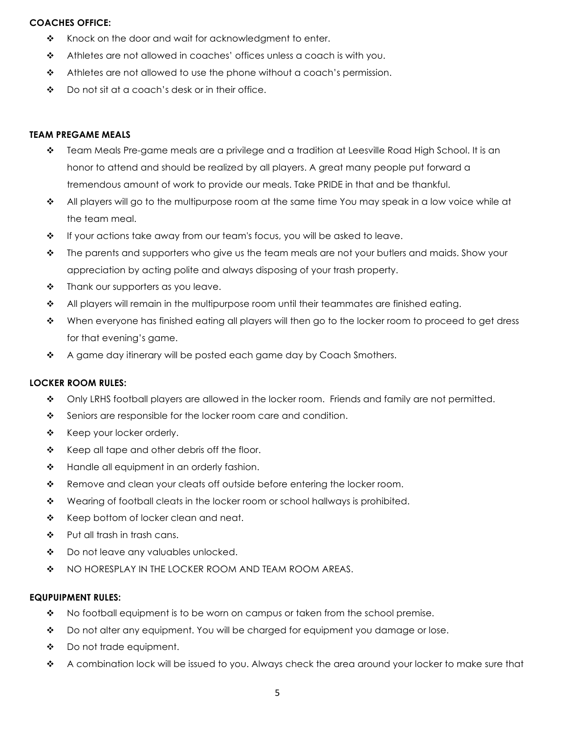**COACHES OFFICE:**

- Knock on the door and wait for acknowledgment to enter.
- Athletes are not allowed in coaches' offices unless a coach is with you.
- Athletes are not allowed to use the phone without a coach's permission.
- Do not sit at a coach's desk or in their office.

**TEAM PREGAME MEALS**

- Team Meals Pre-game meals are a privilege and a tradition at Leesville Road High School. It is an honor to attend and should be realized by all players. A great many people put forward a tremendous amount of work to provide our meals. Take PRIDE in that and be thankful.
- All players will go to the multipurpose room at the same time You may speak in a low voice while at the team meal.
- If your actions take away from our team's focus, you will be asked to leave.
- The parents and supporters who give us the team meals are not your butlers and maids. Show your appreciation by acting polite and always disposing of your trash property.
- Thank our supporters as you leave.
- All players will remain in the multipurpose room until their teammates are finished eating.
- When everyone has finished eating all players will then go to the locker room to proceed to get dress for that evening's game.
- A game day itinerary will be posted each game day by Coach Smothers.

**LOCKER ROOM RULES:**

- Only LRHS football players are allowed in the locker room. Friends and family are not permitted.
- Seniors are responsible for the locker room care and condition.
- Keep your locker orderly.
- Keep all tape and other debris off the floor.
- Handle all equipment in an orderly fashion.
- Remove and clean your cleats off outside before entering the locker room.
- Wearing of football cleats in the locker room or school hallways is prohibited.
- Keep bottom of locker clean and neat.
- Put all trash in trash cans.
- Do not leave any valuables unlocked.
- NO HORESPLAY IN THE LOCKER ROOM AND TEAM ROOM AREAS.

**EQUPUIPMENT RULES:**

- No football equipment is to be worn on campus or taken from the school premise.
- Do not alter any equipment. You will be charged for equipment you damage or lose.
- Do not trade equipment.
- A combination lock will be issued to you. Always check the area around your locker to make sure that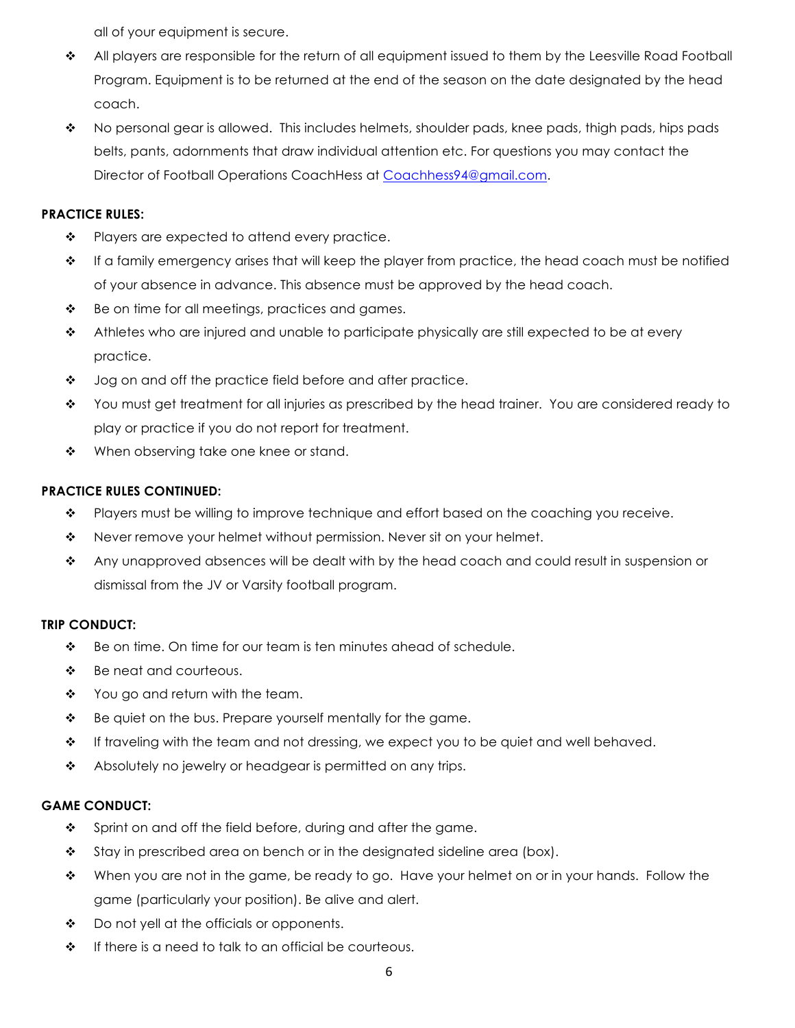all of your equipment is secure.

- All players are responsible for the return of all equipment issued to them by the Leesville Road Football Program. Equipment is to be returned at the end of the season on the date designated by the head coach.
- No personal gear is allowed. This includes helmets, shoulder pads, knee pads, thigh pads, hips pads belts, pants, adornments that draw individual attention etc. For questions you may contact the Director of Football Operations CoachHess at [Coachhess94@gmail.com](mailto:Coachhess94@gmail.com).

**PRACTICE RULES:**

- Players are expected to attend every practice.
- If a family emergency arises that will keep the player from practice, the head coach must be notified of your absence in advance. This absence must be approved by the head coach.
- Be on time for all meetings, practices and games.
- Athletes who are injured and unable to participate physically are still expected to be at every practice.
- Jog on and off the practice field before and after practice.
- You must get treatment for all injuries as prescribed by the head trainer. You are considered ready to play or practice if you do not report for treatment.
- When observing take one knee or stand.

**PRACTICE RULES CONTINUED:**

- Players must be willing to improve technique and effort based on the coaching you receive.
- Never remove your helmet without permission. Never sit on your helmet.
- Any unapproved absences will be dealt with by the head coach and could result in suspension or dismissal from the JV or Varsity football program.

**TRIP CONDUCT:**

- Be on time. On time for our team is ten minutes ahead of schedule.
- Be neat and courteous.
- You go and return with the team.
- Be quiet on the bus. Prepare yourself mentally for the game.
- If traveling with the team and not dressing, we expect you to be quiet and well behaved.
- Absolutely no jewelry or headgear is permitted on any trips.

**GAME CONDUCT:**

- Sprint on and off the field before, during and after the game.
- Stay in prescribed area on bench or in the designated sideline area (box).
- When you are not in the game, be ready to go. Have your helmet on or in your hands. Follow the game (particularly your position). Be alive and alert.
- Do not yell at the officials or opponents.
- If there is a need to talk to an official be courteous.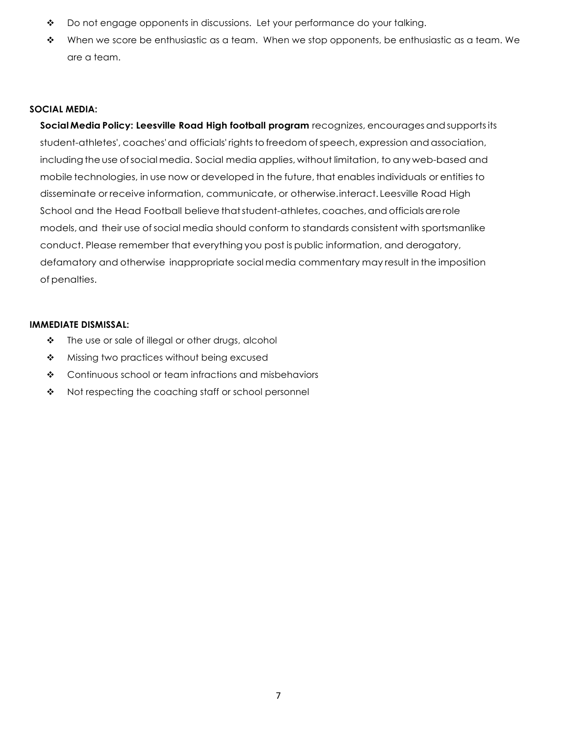- Do not engage opponents in discussions. Let your performance do your talking.
- When we score be enthusiastic as a team. When we stop opponents, be enthusiastic as a team. We are a team.

**SOCIAL MEDIA:**

**Social Media Policy: Leesville Road High football program** recognizes, encourages and supports its student-athletes', coaches' and officials' rights to freedom of speech, expression and association, including the use of social media. Social media applies, without limitation, to any web-based and mobile technologies, in use now or developed in the future, that enables individuals or entities to disseminate or receive information, communicate, or otherwise.interact. Leesville Road High School and the Head Football believe that student-athletes, coaches, and officials are role models, and their use of social media should conform to standards consistent with sportsmanlike conduct. Please remember that everything you post is public information, and derogatory, defamatory and otherwise inappropriate social media commentary may result in the imposition of penalties.

**IMMEDIATE DISMISSAL:**

- The use or sale of illegal or other drugs, alcohol
- Missing two practices without being excused
- Continuous school or team infractions and misbehaviors
- Not respecting the coaching staff or school personnel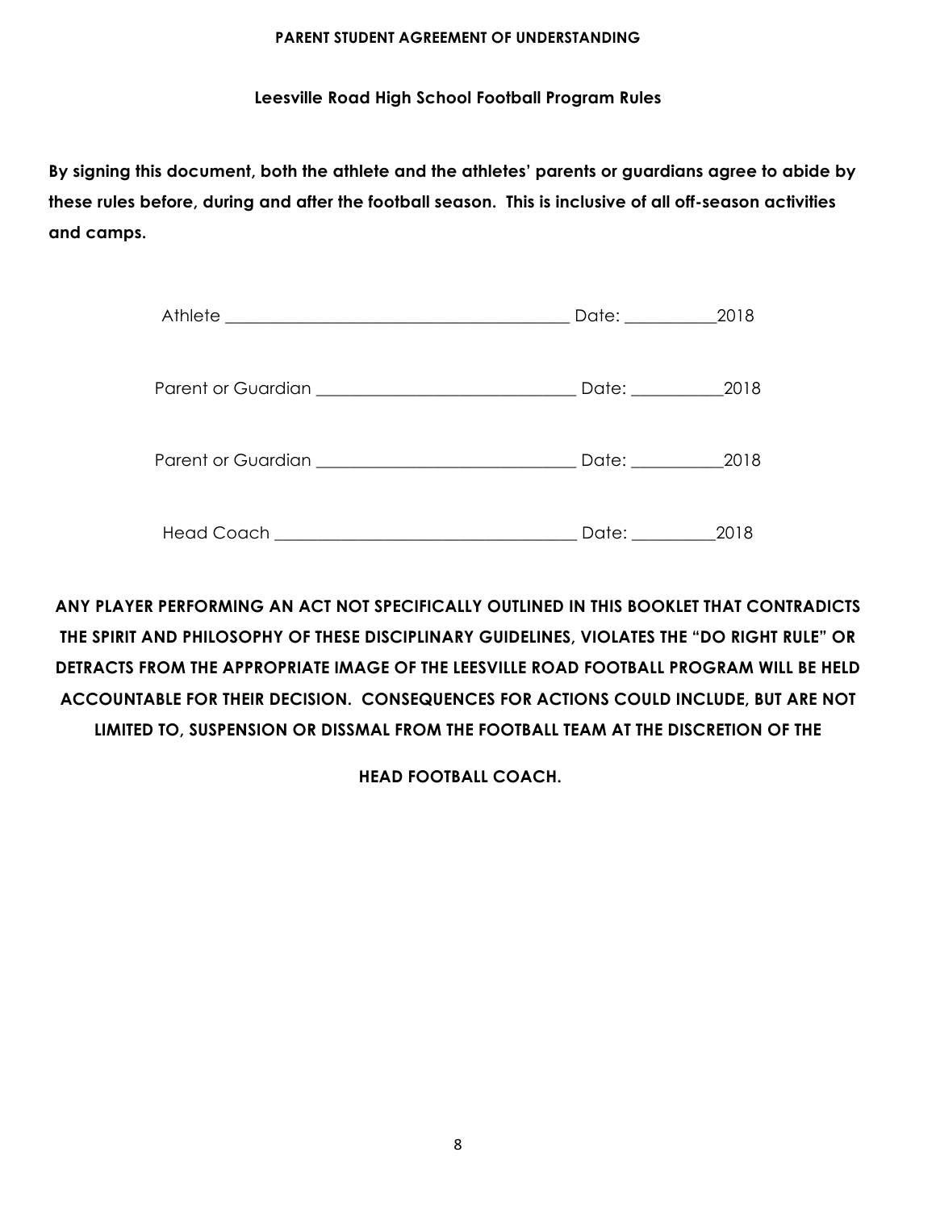# PARENT STUDENT AGREEMENT OF UNDERSTANDING

## Leesville Road High School Football Program Rules

**By signing this document, both the athlete and the athletes' parents or guardians agree to abide by these rules before, during and after the football season. This is inclusive of all off-season activities and camps.**

Athlete ________________________________________ Date: __________2018

Parent or Guardian ______________________________ Date: __________2018

Parent or Guardian ______________________________ Date: __________2018

Head Coach ___________________________________ Date: _________2018

**ANY PLAYER PERFORMING AN ACT NOT SPECIFICALLY OUTLINED IN THIS BOOKLET THAT CONTRADICTS THE SPIRIT AND PHILOSOPHY OF THESE DISCIPLINARY GUIDELINES, VIOLATES THE "DO RIGHT RULE" OR DETRACTS FROM THE APPROPRIATE IMAGE OF THE LEESVILLE ROAD FOOTBALL PROGRAM WILL BE HELD ACCOUNTABLE FOR THEIR DECISION. CONSEQUENCES FOR ACTIONS COULD INCLUDE, BUT ARE NOT LIMITED TO, SUSPENSION OR DISSMAL FROM THE FOOTBALL TEAM AT THE DISCRETION OF THE HEAD FOOTBALL COACH.**